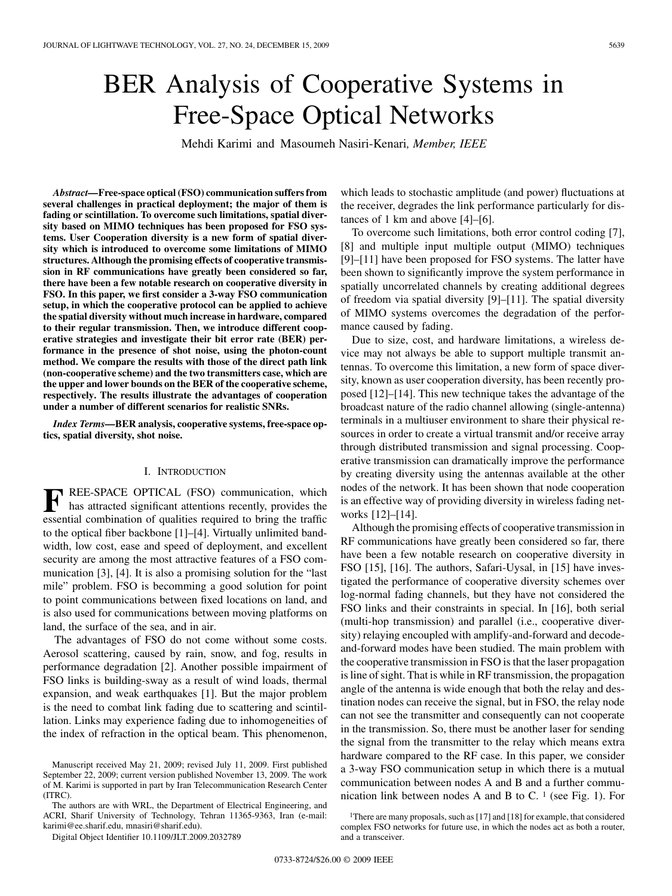# BER Analysis of Cooperative Systems in Free-Space Optical Networks

Mehdi Karimi and Masoumeh Nasiri-Kenari, *Member, IEEE*

***Abstract*—Free-space optical (FSO) communication suffers from several challenges in practical deployment; the major of them is fading or scintillation. To overcome such limitations, spatial diversity based on MIMO techniques has been proposed for FSO systems. User Cooperation diversity is a new form of spatial diversity which is introduced to overcome some limitations of MIMO structures. Although the promising effects of cooperative transmission in RF communications have greatly been considered so far, there have been a few notable research on cooperative diversity in FSO. In this paper, we first consider a 3-way FSO communication setup, in which the cooperative protocol can be applied to achieve the spatial diversity without much increase in hardware, compared to their regular transmission. Then, we introduce different cooperative strategies and investigate their bit error rate (BER) performance in the presence of shot noise, using the photon-count method. We compare the results with those of the direct path link (non-cooperative scheme) and the two transmitters case, which are the upper and lower bounds on the BER of the cooperative scheme, respectively. The results illustrate the advantages of cooperation under a number of different scenarios for realistic SNRs.**

***Index Terms*—BER analysis, cooperative systems, free-space optics, spatial diversity, shot noise.**

## I. Introduction

FREE-SPACE OPTICAL (FSO) communication, which has attracted significant attentions recently, provides the essential combination of qualities required to bring the traffic to the optical fiber backbone [1]–[4]. Virtually unlimited bandwidth, low cost, ease and speed of deployment, and excellent security are among the most attractive features of a FSO communication [3], [4]. It is also a promising solution for the "last mile" problem. FSO is becomming a good solution for point to point communications between fixed locations on land, and is also used for communications between moving platforms on land, the surface of the sea, and in air.

The advantages of FSO do not come without some costs. Aerosol scattering, caused by rain, snow, and fog, results in performance degradation [2]. Another possible impairment of FSO links is building-sway as a result of wind loads, thermal expansion, and weak earthquakes [1]. But the major problem is the need to combat link fading due to scattering and scintillation. Links may experience fading due to inhomogeneities of the index of refraction in the optical beam. This phenomenon, which leads to stochastic amplitude (and power) fluctuations at the receiver, degrades the link performance particularly for distances of 1 km and above [4]–[6].

To overcome such limitations, both error control coding [7], [8] and multiple input multiple output (MIMO) techniques [9]–[11] have been proposed for FSO systems. The latter have been shown to significantly improve the system performance in spatially uncorrelated channels by creating additional degrees of freedom via spatial diversity [9]–[11]. The spatial diversity of MIMO systems overcomes the degradation of the performance caused by fading.

Due to size, cost, and hardware limitations, a wireless device may not always be able to support multiple transmit antennas. To overcome this limitation, a new form of space diversity, known as user cooperation diversity, has been recently proposed [12]–[14]. This new technique takes the advantage of the broadcast nature of the radio channel allowing (single-antenna) terminals in a multiuser environment to share their physical resources in order to create a virtual transmit and/or receive array through distributed transmission and signal processing. Cooperative transmission can dramatically improve the performance by creating diversity using the antennas available at the other nodes of the network. It has been shown that node cooperation is an effective way of providing diversity in wireless fading networks [12]–[14].

Although the promising effects of cooperative transmission in RF communications have greatly been considered so far, there have been a few notable research on cooperative diversity in FSO [15], [16]. The authors, Safari-Uysal, in [15] have investigated the performance of cooperative diversity schemes over log-normal fading channels, but they have not considered the FSO links and their constraints in special. In [16], both serial (multi-hop transmission) and parallel (i.e., cooperative diversity) relaying encoupled with amplify-and-forward and decode-and-forward modes have been studied. The main problem with the cooperative transmission in FSO is that the laser propagation is line of sight. That is while in RF transmission, the propagation angle of the antenna is wide enough that both the relay and destination nodes can receive the signal, but in FSO, the relay node can not see the transmitter and consequently can not cooperate in the transmission. So, there must be another laser for sending the signal from the transmitter to the relay which means extra hardware compared to the RF case. In this paper, we consider a 3-way FSO communication setup in which there is a mutual communication between nodes A and B and a further communication link between nodes A and B to C. [1] (see Fig. 1). For

Manuscript received May 21, 2009; revised July 11, 2009. First published September 22, 2009; current version published November 13, 2009. The work of M. Karimi is supported in part by Iran Telecommunication Research Center (ITRC).

The authors are with WRL, the Department of Electrical Engineering, and ACRI, Sharif University of Technology, Tehran 11365-9363, Iran (e-mail: karimi@ee.sharif.edu, mnasiri@sharif.edu).

Digital Object Identifier 10.1109/JLT.2009.2032789

[1] There are many proposals, such as [17] and [18] for example, that considered complex FSO networks for future use, in which the nodes act as both a router, and a transceiver.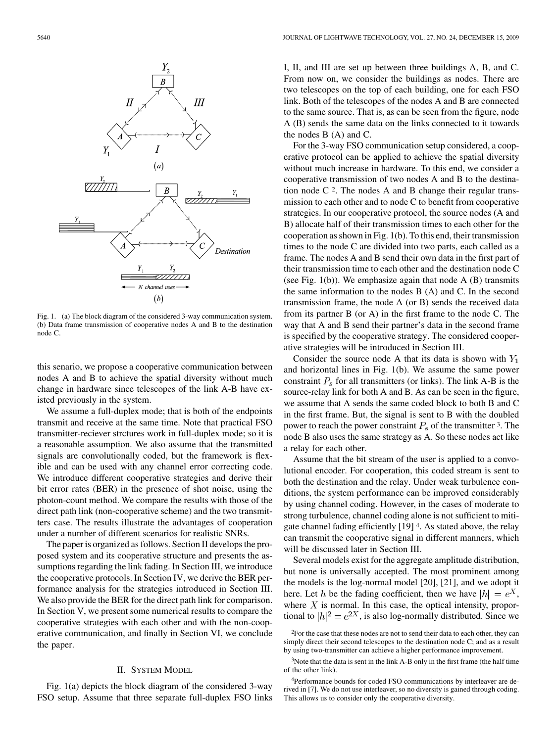Fig. 1. (a) The block diagram of the considered 3-way communication system. (b) Data frame transmission of cooperative nodes A and B to the destination node C.

this senario, we propose a cooperative communication between nodes A and B to achieve the spatial diversity without much change in hardware since telescopes of the link A-B have existed previously in the system.

We assume a full-duplex mode; that is both of the endpoints transmit and receive at the same time. Note that practical FSO transmitter-reciever strctures work in full-duplex mode; so it is a reasonable assumption. We also assume that the transmitted signals are convolutionally coded, but the framework is flexible and can be used with any channel error correcting code. We introduce different cooperative strategies and derive their bit error rates (BER) in the presence of shot noise, using the photon-count method. We compare the results with those of the direct path link (non-cooperative scheme) and the two transmitters case. The results illustrate the advantages of cooperation under a number of different scenarios for realistic SNRs.

The paper is organized as follows. Section II develops the proposed system and its cooperative structure and presents the assumptions regarding the link fading. In Section III, we introduce the cooperative protocols. In Section IV, we derive the BER performance analysis for the strategies introduced in Section III. We also provide the BER for the direct path link for comparison. In Section V, we present some numerical results to compare the cooperative strategies with each other and with the non-cooperative communication, and finally in Section VI, we conclude the paper.

## II. System Model

Fig. 1(a) depicts the block diagram of the considered 3-way FSO setup. Assume that three separate full-duplex FSO links I, II, and III are set up between three buildings A, B, and C. From now on, we consider the buildings as nodes. There are two telescopes on the top of each building, one for each FSO link. Both of the telescopes of the nodes A and B are connected to the same source. That is, as can be seen from the figure, node A (B) sends the same data on the links connected to it towards the nodes B (A) and C.

For the 3-way FSO communication setup considered, a cooperative protocol can be applied to achieve the spatial diversity without much increase in hardware. To this end, we consider a cooperative transmission of two nodes A and B to the destination node C [2]. The nodes A and B change their regular transmission to each other and to node C to benefit from cooperative strategies. In our cooperative protocol, the source nodes (A and B) allocate half of their transmission times to each other for the cooperation as shown in Fig. 1(b). To this end, their transmission times to the node C are divided into two parts, each called as a frame. The nodes A and B send their own data in the first part of their transmission time to each other and the destination node C (see Fig. 1(b)). We emphasize again that node A (B) transmits the same information to the nodes B (A) and C. In the second transmission frame, the node A (or B) sends the received data from its partner B (or A) in the first frame to the node C. The way that A and B send their partner's data in the second frame is specified by the cooperative strategy. The considered cooperative strategies will be introduced in Section III.

Consider the source node A that its data is shown with $Y_1$ and horizontal lines in Fig. 1(b). We assume the same power constraint $P_s$ for all transmitters (or links). The link A-B is the source-relay link for both A and B. As can be seen in the figure, we assume that A sends the same coded block to both B and C in the first frame. But, the signal is sent to B with the doubled power to reach the power constraint $P_s$ of the transmitter [3]. The node B also uses the same strategy as A. So these nodes act like a relay for each other.

Assume that the bit stream of the user is applied to a convolutional encoder. For cooperation, this coded stream is sent to both the destination and the relay. Under weak turbulence conditions, the system performance can be improved considerably by using channel coding. However, in the cases of moderate to strong turbulence, channel coding alone is not sufficient to mitigate channel fading efficiently [19] [4]. As stated above, the relay can transmit the cooperative signal in different manners, which will be discussed later in Section III.

Several models exist for the aggregate amplitude distribution, but none is universally accepted. The most prominent among the models is the log-normal model [20], [21], and we adopt it here. Let $h$ be the fading coefficient, then we have $|h| = e^X$, where $X$ is normal. In this case, the optical intensity, proportional to $|h|^2 = e^{2X}$, is also log-normally distributed. Since we

[2]For the case that these nodes are not to send their data to each other, they can simply direct their second telescopes to the destination node C; and as a result by using two-transmitter can achieve a higher performance improvement.

[3]Note that the data is sent in the link A-B only in the first frame (the half time of the other link).

[4]Performance bounds for coded FSO communications by interleaver are derived in [7]. We do not use interleaver, so no diversity is gained through coding. This allows us to consider only the cooperative diversity.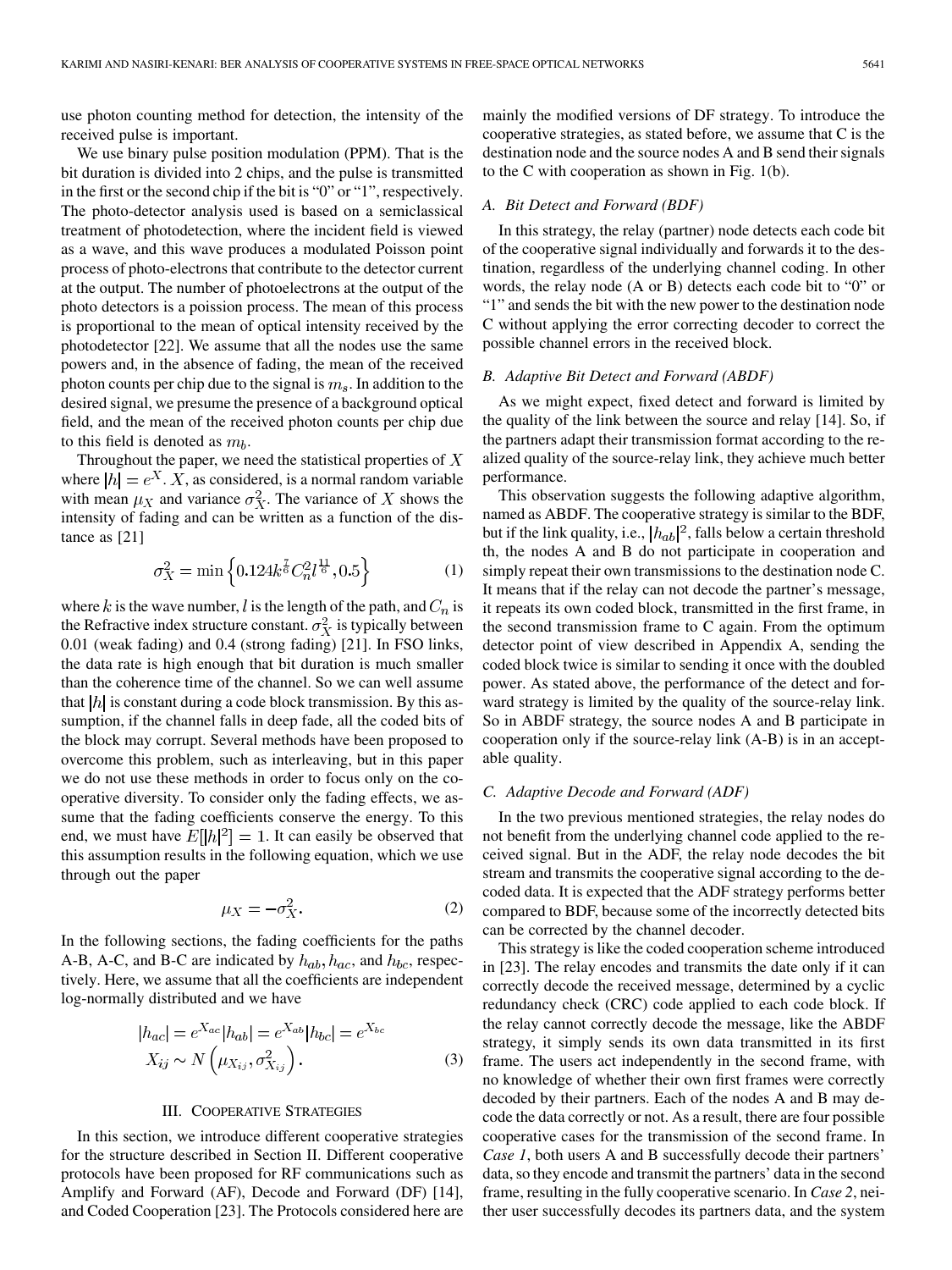use photon counting method for detection, the intensity of the received pulse is important.

We use binary pulse position modulation (PPM). That is the bit duration is divided into 2 chips, and the pulse is transmitted in the first or the second chip if the bit is "0" or "1", respectively. The photo-detector analysis used is based on a semiclassical treatment of photodetection, where the incident field is viewed as a wave, and this wave produces a modulated Poisson point process of photo-electrons that contribute to the detector current at the output. The number of photoelectrons at the output of the photo detectors is a poission process. The mean of this process is proportional to the mean of optical intensity received by the photodetector [22]. We assume that all the nodes use the same powers and, in the absence of fading, the mean of the received photon counts per chip due to the signal is $m_s$. In addition to the desired signal, we presume the presence of a background optical field, and the mean of the received photon counts per chip due to this field is denoted as $m_b$.

Throughout the paper, we need the statistical properties of $X$ where $|h| = e^X$. $X$, as considered, is a normal random variable with mean $\mu_X$ and variance $\sigma_X^2$. The variance of $X$ shows the intensity of fading and can be written as a function of the distance as [21]

$$\sigma_X^2 = \min\left\{0.124k^{\frac{7}{6}}C_n^2 l^{\frac{11}{6}}, 0.5\right\} \tag{1}$$

where $k$ is the wave number, $l$ is the length of the path, and $C_n$ is the Refractive index structure constant. $\sigma_X^2$ is typically between 0.01 (weak fading) and 0.4 (strong fading) [21]. In FSO links, the data rate is high enough that bit duration is much smaller than the coherence time of the channel. So we can well assume that $|h|$ is constant during a code block transmission. By this assumption, if the channel falls in deep fade, all the coded bits of the block may corrupt. Several methods have been proposed to overcome this problem, such as interleaving, but in this paper we do not use these methods in order to focus only on the cooperative diversity. To consider only the fading effects, we assume that the fading coefficients conserve the energy. To this end, we must have $E[|h|^2] = 1$. It can easily be observed that this assumption results in the following equation, which we use through out the paper

$$\mu_X = -\sigma_X^2. \tag{2}$$

In the following sections, the fading coefficients for the paths A-B, A-C, and B-C are indicated by $h_{ab}, h_{ac}$, and $h_{bc}$, respectively. Here, we assume that all the coefficients are independent log-normally distributed and we have

$$|h_{ac}| = e^{X_{ac}} |h_{ab}| = e^{X_{ab}} |h_{bc}| = e^{X_{bc}}$$
$$X_{ij} \sim N\left(\mu_{X_{ij}}, \sigma_{X_{ij}}^2\right). \tag{3}$$

## III. Cooperative Strategies

In this section, we introduce different cooperative strategies for the structure described in Section II. Different cooperative protocols have been proposed for RF communications such as Amplify and Forward (AF), Decode and Forward (DF) [14], and Coded Cooperation [23]. The Protocols considered here are mainly the modified versions of DF strategy. To introduce the cooperative strategies, as stated before, we assume that C is the destination node and the source nodes A and B send their signals to the C with cooperation as shown in Fig. 1(b).

### A. Bit Detect and Forward (BDF)

In this strategy, the relay (partner) node detects each code bit of the cooperative signal individually and forwards it to the destination, regardless of the underlying channel coding. In other words, the relay node (A or B) detects each code bit to "0" or "1" and sends the bit with the new power to the destination node C without applying the error correcting decoder to correct the possible channel errors in the received block.

### B. Adaptive Bit Detect and Forward (ABDF)

As we might expect, fixed detect and forward is limited by the quality of the link between the source and relay [14]. So, if the partners adapt their transmission format according to the realized quality of the source-relay link, they achieve much better performance.

This observation suggests the following adaptive algorithm, named as ABDF. The cooperative strategy is similar to the BDF, but if the link quality, i.e., $|h_{ab}|^2$, falls below a certain threshold th, the nodes A and B do not participate in cooperation and simply repeat their own transmissions to the destination node C. It means that if the relay can not decode the partner's message, it repeats its own coded block, transmitted in the first frame, in the second transmission frame to C again. From the optimum detector point of view described in Appendix A, sending the coded block twice is similar to sending it once with the doubled power. As stated above, the performance of the detect and forward strategy is limited by the quality of the source-relay link. So in ABDF strategy, the source nodes A and B participate in cooperation only if the source-relay link (A-B) is in an acceptable quality.

### C. Adaptive Decode and Forward (ADF)

In the two previous mentioned strategies, the relay nodes do not benefit from the underlying channel code applied to the received signal. But in the ADF, the relay node decodes the bit stream and transmits the cooperative signal according to the decoded data. It is expected that the ADF strategy performs better compared to BDF, because some of the incorrectly detected bits can be corrected by the channel decoder.

This strategy is like the coded cooperation scheme introduced in [23]. The relay encodes and transmits the date only if it can correctly decode the received message, determined by a cyclic redundancy check (CRC) code applied to each code block. If the relay cannot correctly decode the message, like the ABDF strategy, it simply sends its own data transmitted in its first frame. The users act independently in the second frame, with no knowledge of whether their own first frames were correctly decoded by their partners. Each of the nodes A and B may decode the data correctly or not. As a result, there are four possible cooperative cases for the transmission of the second frame. In *Case 1*, both users A and B successfully decode their partners' data, so they encode and transmit the partners' data in the second frame, resulting in the fully cooperative scenario. In *Case 2*, neither user successfully decodes its partners data, and the system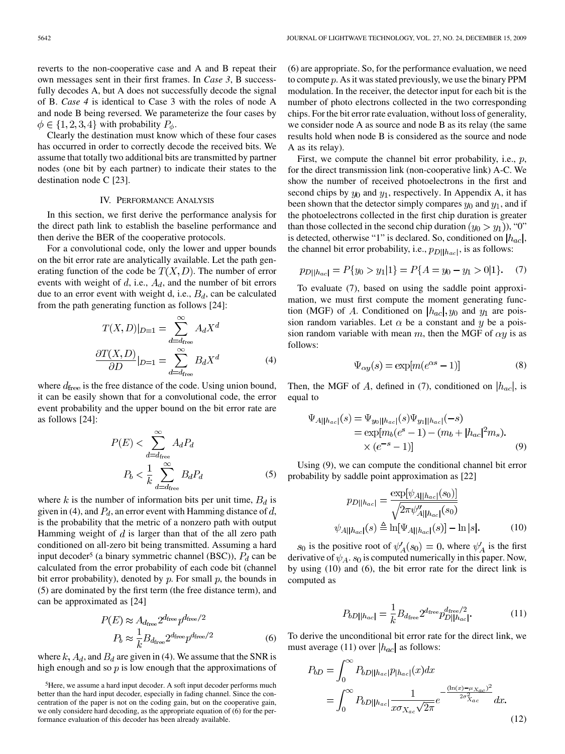reverts to the non-cooperative case and A and B repeat their own messages sent in their first frames. In *Case 3*, B successfully decodes A, but A does not successfully decode the signal of B. *Case 4* is identical to Case 3 with the roles of node A and node B being reversed. We parameterize the four cases by $\phi \in \{1,2,3,4\}$ with probability $P_{\phi}$.

Clearly the destination must know which of these four cases has occurred in order to correctly decode the received bits. We assume that totally two additional bits are transmitted by partner nodes (one bit by each partner) to indicate their states to the destination node C [23].

## IV. Performance Analysis

In this section, we first derive the performance analysis for the direct path link to establish the baseline performance and then derive the BER of the cooperative protocols.

For a convolutional code, only the lower and upper bounds on the bit error rate are analytically available. Let the path generating function of the code be $T(X,D)$. The number of error events with weight of $d$, i.e., $A_d$, and the number of bit errors due to an error event with weight d, i.e., $B_d$, can be calculated from the path generating function as follows [24]:

$$T(X,D)|_{D=1} = \sum_{d=d_{\text{free}}}^{\infty} A_d X^d$$
$$\frac{\partial T(X,D)}{\partial D}|_{D=1} = \sum_{d=d_{\text{free}}}^{\infty} B_d X^d \tag{4}$$

where $d_{\text{free}}$ is the free distance of the code. Using union bound, it can be easily shown that for a convolutional code, the error event probability and the upper bound on the bit error rate are as follows [24]:

$$P(E) < \sum_{d=d_{\text{free}}}^{\infty} A_d P_d$$
$$P_b < \frac{1}{k}\sum_{d=d_{\text{free}}}^{\infty} B_d P_d \tag{5}$$

where $k$ is the number of information bits per unit time, $B_d$ is given in (4), and $P_d$, an error event with Hamming distance of $d$, is the probability that the metric of a nonzero path with output Hamming weight of $d$ is larger than that of the all zero path conditioned on all-zero bit being transmitted. Assuming a hard input decoder[5] (a binary symmetric channel (BSC)), $P_d$ can be calculated from the error probability of each code bit (channel bit error probability), denoted by $p$. For small $p$, the bounds in (5) are dominated by the first term (the free distance term), and can be approximated as [24]

$$P(E) \approx A_{d_{\text{free}}} 2^{d_{\text{free}}} p^{d_{\text{free}}/2}$$
$$P_b \approx \frac{1}{k} B_{d_{\text{free}}} 2^{d_{\text{free}}} p^{d_{\text{free}}/2} \tag{6}$$

where $k$, $A_d$, and $B_d$ are given in (4). We assume that the SNR is high enough and so $p$ is low enough that the approximations of (6) are appropriate. So, for the performance evaluation, we need to compute $p$. As it was stated previously, we use the binary PPM modulation. In the receiver, the detector input for each bit is the number of photo electrons collected in the two corresponding chips. For the bit error rate evaluation, without loss of generality, we consider node A as source and node B as its relay (the same results hold when node B is considered as the source and node A as its relay).

[5]Here, we assume a hard input decoder. A soft input decoder performs much better than the hard input decoder, especially in fading channel. Since the concentration of the paper is not on the coding gain, but on the cooperative gain, we only considere hard decoding, as the appropriate equation of (6) for the performance evaluation of this decoder has been already available.

First, we compute the channel bit error probability, i.e., $p$, for the direct transmission link (non-cooperative link) A-C. We show the number of received photoelectrons in the first and second chips by $y_0$ and $y_1$, respectively. In Appendix A, it has been shown that the detector simply compares $y_0$ and $y_1$, and if the photoelectrons collected in the first chip duration is greater than those collected in the second chip duration $(y_0 > y_1)$), "0" is detected, otherwise "1" is declared. So, conditioned on $|h_{ac}|$, the channel bit error probability, i.e., $p_{D||h_{ac}|}$, is as follows:

$$p_{D||h_{ac}|} = P\{y_0 > y_1|1\} = P\{A = y_0 - y_1 > 0|1\}. \tag{7}$$

To evaluate (7), based on using the saddle point approximation, we must first compute the moment generating function (MGF) of $A$. Conditioned on $|h_{ac}|, y_0$ and $y_1$ are poission random variables. Let $\alpha$ be a constant and $y$ be a poission random variable with mean $m$, then the MGF of $\alpha y$ is as follows:

$$\Psi_{\alpha y}(s) = \exp[m(e^{\alpha s} - 1)] \tag{8}$$

Then, the MGF of $A$, defined in (7), conditioned on $|h_{ac}|$, is equal to

$$\begin{aligned}\Psi_{A||h_{ac}|}(s) &= \Psi_{y_0||h_{ac}|}(s)\Psi_{y_1||h_{ac}|}(-s) \\ &= \exp[m_b(e^s - 1) - (m_b + |h_{ac}|^2 m_s). \\ &\quad \times (e^{-s} - 1)]\end{aligned} \tag{9}$$

Using (9), we can compute the conditional channel bit error probability by saddle point approximation as [22]

$$p_{D||h_{ac}|} = \frac{\exp[\psi_{A||h_{ac}|}(s_0)]}{\sqrt{2\pi \psi''_{A||h_{ac}|}(s_0)}}$$
$$\psi_{A||h_{ac}|}(s) \triangleq \ln[\Psi_{A||h_{ac}|}(s)] - \ln|s|. \tag{10}$$

$s_0$ is the positive root of $\psi'_A(s_0) = 0$, where $\psi'_A$ is the first derivative of $\psi_A$. $s_0$ is computed numerically in this paper. Now, by using (10) and (6), the bit error rate for the direct link is computed as

$$P_{bD||h_{ac}|} = \frac{1}{k} B_{d_{\text{free}}} 2^{d_{\text{free}}} p_{D||h_{ac}|}^{d_{\text{free}}/2}. \tag{11}$$

To derive the unconditional bit error rate for the direct link, we must average (11) over $|h_{ac}|$ as follows:

$$\begin{aligned}P_{bD} &= \int_0^{\infty} P_{bD||h_{ac}|} p_{|h_{ac}|}(x)dx \\ &= \int_0^{\infty} P_{bD||h_{ac}|} \frac{1}{x\sigma_{X_{ac}}\sqrt{2\pi}} e^{-\frac{(\ln(x)-\mu_{X_{ac}})^2}{2\sigma^2_{X_{ac}}}} dx.\end{aligned} \tag{12}$$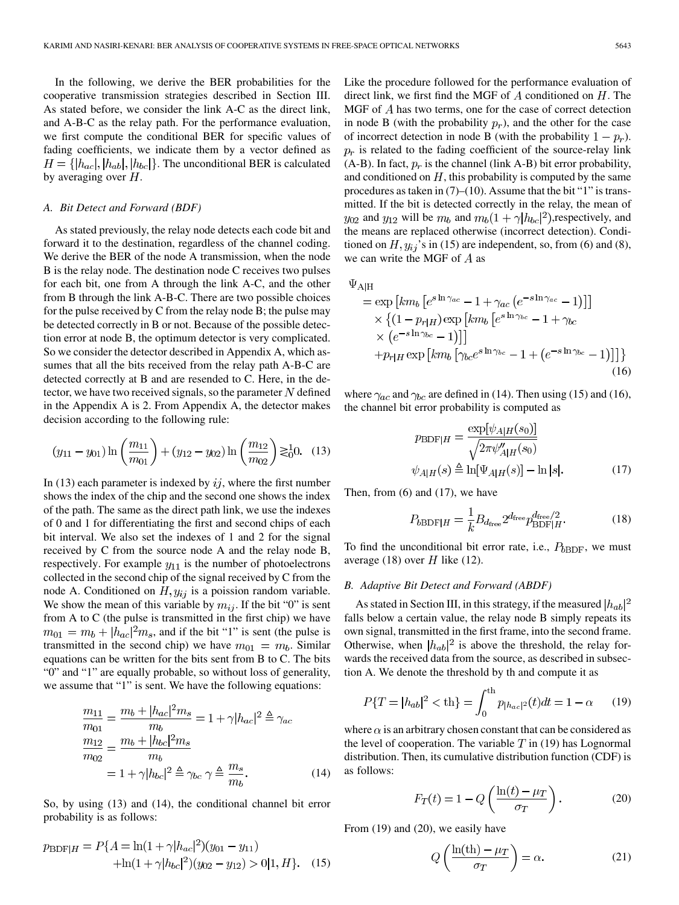In the following, we derive the BER probabilities for the cooperative transmission strategies described in Section III. As stated before, we consider the link A-C as the direct link, and A-B-C as the relay path. For the performance evaluation, we first compute the conditional BER for specific values of fading coefficients, we indicate them by a vector defined as $H = \{|h_{ac}|, |h_{ab}|, |h_{bc}|\}$. The unconditional BER is calculated by averaging over $H$.

### A. Bit Detect and Forward (BDF)

As stated previously, the relay node detects each code bit and forward it to the destination, regardless of the channel coding. We derive the BER of the node A transmission, when the node B is the relay node. The destination node C receives two pulses for each bit, one from A through the link A-C, and the other from B through the link A-B-C. There are two possible choices for the pulse received by C from the relay node B; the pulse may be detected correctly in B or not. Because of the possible detection error at node B, the optimum detector is very complicated. So we consider the detector described in Appendix A, which assumes that all the bits received from the relay path A-B-C are detected correctly at B and are resended to C. Here, in the detector, we have two received signals, so the parameter $N$ defined in the Appendix A is 2. From Appendix A, the detector makes decision according to the following rule:

$$(y_{11} - y_{01}) \ln\left(\frac{m_{11}}{m_{01}}\right) + (y_{12} - y_{02}) \ln\left(\frac{m_{12}}{m_{02}}\right) \gtrless_0^1 0. \quad (13)$$

In (13) each parameter is indexed by $ij$, where the first number shows the index of the chip and the second one shows the index of the path. The same as the direct path link, we use the indexes of 0 and 1 for differentiating the first and second chips of each bit interval. We also set the indexes of 1 and 2 for the signal received by C from the source node A and the relay node B, respectively. For example $y_{11}$ is the number of photoelectrons collected in the second chip of the signal received by C from the node A. Conditioned on $H, y_{ij}$ is a poission random variable. We show the mean of this variable by $m_{ij}$. If the bit "0" is sent from A to C (the pulse is transmitted in the first chip) we have $m_{01} = m_b + |h_{ac}|^2 m_s$, and if the bit "1" is sent (the pulse is transmitted in the second chip) we have $m_{01} = m_b$. Similar equations can be written for the bits sent from B to C. The bits "0" and "1" are equally probable, so without loss of generality, we assume that "1" is sent. We have the following equations:

$$\begin{aligned}
\frac{m_{11}}{m_{01}} &= \frac{m_b + |h_{ac}|^2 m_s}{m_b} = 1 + \gamma |h_{ac}|^2 \triangleq \gamma_{ac} \\
\frac{m_{12}}{m_{02}} &= \frac{m_b + |h_{bc}|^2 m_s}{m_b} \\
&= 1 + \gamma |h_{bc}|^2 \triangleq \gamma_{bc} \; \gamma \triangleq \frac{m_s}{m_b}.
\end{aligned} \quad (14)$$

So, by using (13) and (14), the conditional channel bit error probability is as follows:

$$\begin{aligned}
p_{\text{BDF}|H} = P\{A = &\ln(1 + \gamma |h_{ac}|^2)(y_{01} - y_{11}) \\
&+ \ln(1 + \gamma |h_{bc}|^2)(y_{02} - y_{12}) > 0 | 1, H\}.
\end{aligned} \quad (15)$$

Like the procedure followed for the performance evaluation of direct link, we first find the MGF of $A$ conditioned on $H$. The MGF of $A$ has two terms, one for the case of correct detection in node B (with the probability $p_r$), and the other for the case of incorrect detection in node B (with the probability $1 - p_r$). $p_r$ is related to the fading coefficient of the source-relay link (A-B). In fact, $p_r$ is the channel (link A-B) bit error probability, and conditioned on $H$, this probability is computed by the same procedures as taken in (7)–(10). Assume that the bit "1" is transmitted. If the bit is detected correctly in the relay, the mean of $y_{02}$ and $y_{12}$ will be $m_b$ and $m_b(1 + \gamma |h_{bc}|^2)$,respectively, and the means are replaced otherwise (incorrect detection). Conditioned on $H, y_{ij}$'s in (15) are independent, so, from (6) and (8), we can write the MGF of $A$ as

$$\begin{aligned}
\Psi_{\text{A}|\text{H}} &= \exp\left[k m_b \left[e^{s \ln \gamma_{ac}} - 1 + \gamma_{ac}\left(e^{-s \ln \gamma_{ac}} - 1\right)\right]\right] \\
&\quad \times \Big\{(1 - p_{r|H}) \exp\left[k m_b \left[e^{s \ln \gamma_{bc}} - 1 + \gamma_{bc}\right.\right. \\
&\quad \left.\left. \times \left(e^{-s \ln \gamma_{bc}} - 1\right)\right]\right] \\
&\quad + p_{r|H} \exp\left[k m_b \left[\gamma_{bc} e^{s \ln \gamma_{bc}} - 1 + \left(e^{-s \ln \gamma_{bc}} - 1\right)\right]\right]\Big\}
\end{aligned} \quad (16)$$

where $\gamma_{ac}$ and $\gamma_{bc}$ are defined in (14). Then using (15) and (16), the channel bit error probability is computed as

$$\begin{aligned}
p_{\text{BDF}|H} &= \frac{\exp[\psi_{A|H}(s_0)]}{\sqrt{2\pi \psi''_{A|H}(s_0)}} \\
\psi_{A|H}(s) &\triangleq \ln[\Psi_{A|H}(s)] - \ln |s|.
\end{aligned} \quad (17)$$

Then, from (6) and (17), we have

$$P_{b\text{BDF}|H} = \frac{1}{k} B_{d_{\text{free}}} 2^{d_{\text{free}}} p_{\text{BDF}|H}^{d_{\text{free}}/2}. \quad (18)$$

To find the unconditional bit error rate, i.e., $P_{b\text{BDF}}$, we must average (18) over $H$ like (12).

### B. Adaptive Bit Detect and Forward (ABDF)

As stated in Section III, in this strategy, if the measured $|h_{ab}|^2$ falls below a certain value, the relay node B simply repeats its own signal, transmitted in the first frame, into the second frame. Otherwise, when $|h_{ab}|^2$ is above the threshold, the relay forwards the received data from the source, as described in subsection A. We denote the threshold by th and compute it as

$$P\{T = |h_{ab}|^2 < \text{th}\} = \int_0^{\text{th}} p_{|h_{ac}|^2}(t) dt = 1 - \alpha \quad (19)$$

where $\alpha$ is an arbitrary chosen constant that can be considered as the level of cooperation. The variable $T$ in (19) has Lognormal distribution. Then, its cumulative distribution function (CDF) is as follows:

$$F_T(t) = 1 - Q\left(\frac{\ln(t) - \mu_T}{\sigma_T}\right). \quad (20)$$

From (19) and (20), we easily have

$$Q\left(\frac{\ln(\text{th}) - \mu_T}{\sigma_T}\right) = \alpha. \quad (21)$$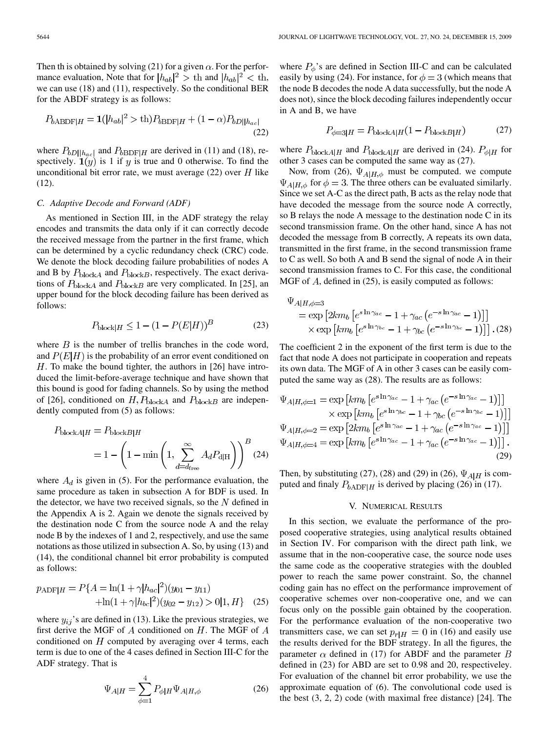Then th is obtained by solving (21) for a given $\alpha$. For the performance evaluation, Note that for $|h_{ab}|^2 > \text{th}$ and $|h_{ab}|^2 < \text{th}$, we can use (18) and (11), respectively. So the conditional BER for the ABDF strategy is as follows:

$$P_{b\text{ABDF}|H} = \mathbf{1}(|h_{ab}|^2 > \text{th})P_{b\text{BDF}|H} + (1-\alpha)P_{bD||h_{ac}|} \tag{22}$$

where $P_{bD||h_{ac}|}$ and $P_{b\text{BDF}|H}$ are derived in (11) and (18), respectively. $\mathbf{1}(y)$ is 1 if $y$ is true and 0 otherwise. To find the unconditional bit error rate, we must average (22) over $H$ like (12).

### C. Adaptive Decode and Forward (ADF)

As mentioned in Section III, in the ADF strategy the relay encodes and transmits the data only if it can correctly decode the received message from the partner in the first frame, which can be determined by a cyclic redundancy check (CRC) code. We denote the block decoding failure probabilities of nodes A and B by $P_{\text{block}A}$ and $P_{\text{block}B}$, respectively. The exact derivations of $P_{\text{block}A}$ and $P_{\text{block}B}$ are very complicated. In [25], an upper bound for the block decoding failure has been derived as follows:

$$P_{\text{block}|H} \leq 1 - (1 - P(E|H))^B \tag{23}$$

where $B$ is the number of trellis branches in the code word, and $P(E|H)$ is the probability of an error event conditioned on $H$. To make the bound tighter, the authors in [26] have introduced the limit-before-average technique and have shown that this bound is good for fading channels. So by using the method of [26], conditioned on $H, P_{\text{block}A}$ and $P_{\text{block}B}$ are independently computed from (5) as follows:

$$\begin{aligned} P_{\text{block}A|H} &= P_{\text{block}B|H} \\ &= 1 - \left(1 - \min\left(1, \sum_{d=d_{\text{free}}}^{\infty} A_d P_{d|\text{H}}\right)\right)^B \end{aligned} \tag{24}$$

where $A_d$ is given in (5). For the performance evaluation, the same procedure as taken in subsection A for BDF is used. In the detector, we have two received signals, so the $N$ defined in the Appendix A is 2. Again we denote the signals received by the destination node C from the source node A and the relay node B by the indexes of 1 and 2, respectively, and use the same notations as those utilized in subsection A. So, by using (13) and (14), the conditional channel bit error probability is computed as follows:

$$\begin{aligned} p_{\text{ADF}|H} = P\{A = &\ln(1+\gamma|h_{ac}|^2)(y_{01} - y_{11}) \\ &+ \ln(1+\gamma|h_{bc}|^2)(y_{02} - y_{12}) > 0|1, H\} \end{aligned} \tag{25}$$

where $y_{ij}$'s are defined in (13). Like the previous strategies, we first derive the MGF of $A$ conditioned on $H$. The MGF of $A$ conditioned on $H$ computed by averaging over 4 terms, each term is due to one of the 4 cases defined in Section III-C for the ADF strategy. That is

$$\Psi_{A|H} = \sum_{\phi=1}^{4} P_{\phi|H} \Psi_{A|H,\phi} \tag{26}$$

where $P_\phi$'s are defined in Section III-C and can be calculated easily by using (24). For instance, for $\phi = 3$ (which means that the node B decodes the node A data successfully, but the node A does not), since the block decoding failures independently occur in A and B, we have

$$P_{\phi=3|H} = P_{\text{block}A|H}(1 - P_{\text{block}B|H}) \tag{27}$$

where $P_{\text{block}A|H}$ and $P_{\text{block}A|H}$ are derived in (24). $P_{\phi|H}$ for other 3 cases can be computed the same way as (27).

Now, from (26), $\Psi_{A|H,\phi}$ must be computed. we compute $\Psi_{A|H,\phi}$ for $\phi = 3$. The three others can be evaluated similarly. Since we set A-C as the direct path, B acts as the relay node that have decoded the message from the source node A correctly, so B relays the node A message to the destination node C in its second transmission frame. On the other hand, since A has not decoded the message from B correctly, A repeats its own data, transmitted in the first frame, in the second transmission frame to C as well. So both A and B send the signal of node A in their second transmission frames to C. For this case, the conditional MGF of $A$, defined in (25), is easily computed as follows:

$$\begin{aligned} &\Psi_{A|H,\phi=3} \\ &\quad = \exp\left[2km_b\left[e^{s\ln\gamma_{ac}} - 1 + \gamma_{ac}\left(e^{-s\ln\gamma_{ac}} - 1\right)\right]\right] \\ &\qquad \times \exp\left[km_b\left[e^{s\ln\gamma_{bc}} - 1 + \gamma_{bc}\left(e^{-s\ln\gamma_{bc}} - 1\right)\right]\right]. \end{aligned} \tag{28}$$

The coefficient 2 in the exponent of the first term is due to the fact that node A does not participate in cooperation and repeats its own data. The MGF of A in other 3 cases can be easily computed the same way as (28). The results are as follows:

$$\begin{aligned} \Psi_{A|H,\phi=1} &= \exp\left[km_b\left[e^{s\ln\gamma_{ac}} - 1 + \gamma_{ac}\left(e^{-s\ln\gamma_{ac}} - 1\right)\right]\right] \\ &\quad \times \exp\left[km_b\left[e^{s\ln\gamma_{bc}} - 1 + \gamma_{bc}\left(e^{-s\ln\gamma_{bc}} - 1\right)\right]\right] \\ \Psi_{A|H,\phi=2} &= \exp\left[2km_b\left[e^{s\ln\gamma_{ac}} - 1 + \gamma_{ac}\left(e^{-s\ln\gamma_{ac}} - 1\right)\right]\right] \\ \Psi_{A|H,\phi=4} &= \exp\left[km_b\left[e^{s\ln\gamma_{ac}} - 1 + \gamma_{ac}\left(e^{-s\ln\gamma_{ac}} - 1\right)\right]\right]. \end{aligned} \tag{29}$$

Then, by substituting (27), (28) and (29) in (26), $\Psi_{A|H}$ is computed and finaly $P_{b\text{ADF}|H}$ is derived by placing (26) in (17).

## V. Numerical Results

In this section, we evaluate the performance of the proposed cooperative strategies, using analytical results obtained in Section IV. For comparison with the direct path link, we assume that in the non-cooperative case, the source node uses the same code as the cooperative strategies with the doubled power to reach the same power constraint. So, the channel coding gain has no effect on the performance improvement of cooperative schemes over non-cooperative one, and we can focus only on the possible gain obtained by the cooperation. For the performance evaluation of the non-cooperative two transmitters case, we can set $p_{r|H} = 0$ in (16) and easily use the results derived for the BDF strategy. In all the figures, the parameter $\alpha$ defined in (17) for ABDF and the parameter $B$ defined in (23) for ABD are set to 0.98 and 20, respectiveley. For evaluation of the channel bit error probability, we use the approximate equation of (6). The convolutional code used is the best (3, 2, 2) code (with maximal free distance) [24]. The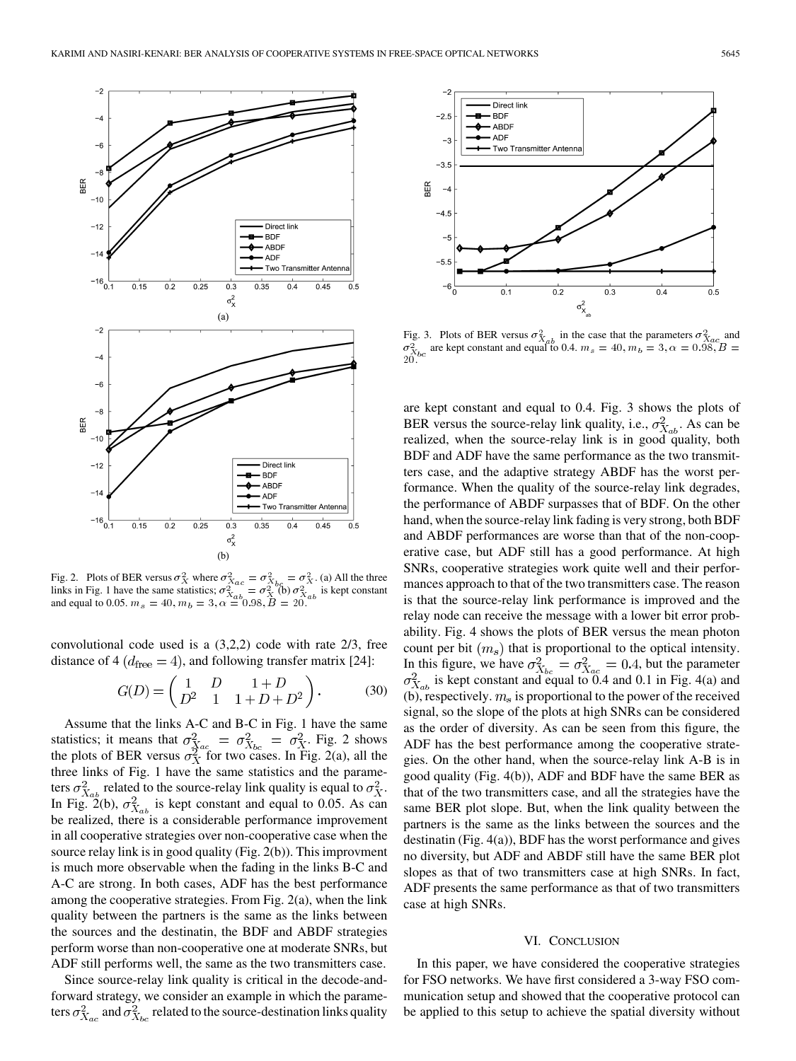Fig. 2. Plots of BER versus $\sigma_X^2$ where $\sigma_{X_{ac}}^2 = \sigma_{X_{bc}}^2 = \sigma_X^2$. (a) All the three links in Fig. 1 have the same statistics; $\sigma_{X_{ab}}^2 = \sigma_X^2$ (b) $\sigma_{X_{ab}}^2$ is kept constant and equal to 0.05. $m_s = 40, m_b = 3, \alpha = 0.98, B = 20$.

convolutional code used is a (3,2,2) code with rate 2/3, free distance of 4 ($d_{\text{free}} = 4$), and following transfer matrix [24]:

$$G(D) = \begin{pmatrix} 1 & D & 1+D \\ D^2 & 1 & 1+D+D^2 \end{pmatrix}. \tag{30}$$

Assume that the links A-C and B-C in Fig. 1 have the same statistics; it means that $\sigma_{X_{ac}}^2 = \sigma_{X_{bc}}^2 = \sigma_X^2$. Fig. 2 shows the plots of BER versus $\sigma_X^2$ for two cases. In Fig. 2(a), all the three links of Fig. 1 have the same statistics and the parameters $\sigma_{X_{ab}}^2$ related to the source-relay link quality is equal to $\sigma_X^2$. In Fig. 2(b), $\sigma_{X_{ab}}^2$ is kept constant and equal to 0.05. As can be realized, there is a considerable performance improvement in all cooperative strategies over non-cooperative case when the source relay link is in good quality (Fig. 2(b)). This improvment is much more observable when the fading in the links B-C and A-C are strong. In both cases, ADF has the best performance among the cooperative strategies. From Fig. 2(a), when the link quality between the partners is the same as the links between the sources and the destinatin, the BDF and ABDF strategies perform worse than non-cooperative one at moderate SNRs, but ADF still performs well, the same as the two transmitters case.

Since source-relay link quality is critical in the decode-and-forward strategy, we consider an example in which the parameters $\sigma_{X_{ac}}^2$ and $\sigma_{X_{bc}}^2$ related to the source-destination links quality are kept constant and equal to 0.4. Fig. 3 shows the plots of BER versus the source-relay link quality, i.e., $\sigma_{X_{ab}}^2$. As can be realized, when the source-relay link is in good quality, both BDF and ADF have the same performance as the two transmitters case, and the adaptive strategy ABDF has the worst performance. When the quality of the source-relay link degrades, the performance of ABDF surpasses that of BDF. On the other hand, when the source-relay link fading is very strong, both BDF and ABDF performances are worse than that of the non-cooperative case, but ADF still has a good performance. At high SNRs, cooperative strategies work quite well and their performances approach to that of the two transmitters case. The reason is that the source-relay link performance is improved and the relay node can receive the message with a lower bit error probability. Fig. 4 shows the plots of BER versus the mean photon count per bit ($m_s$) that is proportional to the optical intensity. In this figure, we have $\sigma_{X_{bc}}^2 = \sigma_{X_{ac}}^2 = 0.4$, but the parameter $\sigma_{X_{ab}}^2$ is kept constant and equal to 0.4 and 0.1 in Fig. 4(a) and (b), respectively. $m_s$ is proportional to the power of the received signal, so the slope of the plots at high SNRs can be considered as the order of diversity. As can be seen from this figure, the ADF has the best performance among the cooperative strategies. On the other hand, when the source-relay link A-B is in good quality (Fig. 4(b)), ADF and BDF have the same BER as that of the two transmitters case, and all the strategies have the same BER plot slope. But, when the link quality between the partners is the same as the links between the sources and the destinatin (Fig. 4(a)), BDF has the worst performance and gives no diversity, but ADF and ABDF still have the same BER plot slopes as that of two transmitters case at high SNRs. In fact, ADF presents the same performance as that of two transmitters case at high SNRs.

Fig. 3. Plots of BER versus $\sigma_{X_{ab}}^2$ in the case that the parameters $\sigma_{X_{ac}}^2$ and $\sigma_{X_{bc}}^2$ are kept constant and equal to 0.4. $m_s = 40, m_b = 3, \alpha = 0.98, B = 20$.

## VI. Conclusion

In this paper, we have considered the cooperative strategies for FSO networks. We have first considered a 3-way FSO communication setup and showed that the cooperative protocol can be applied to this setup to achieve the spatial diversity without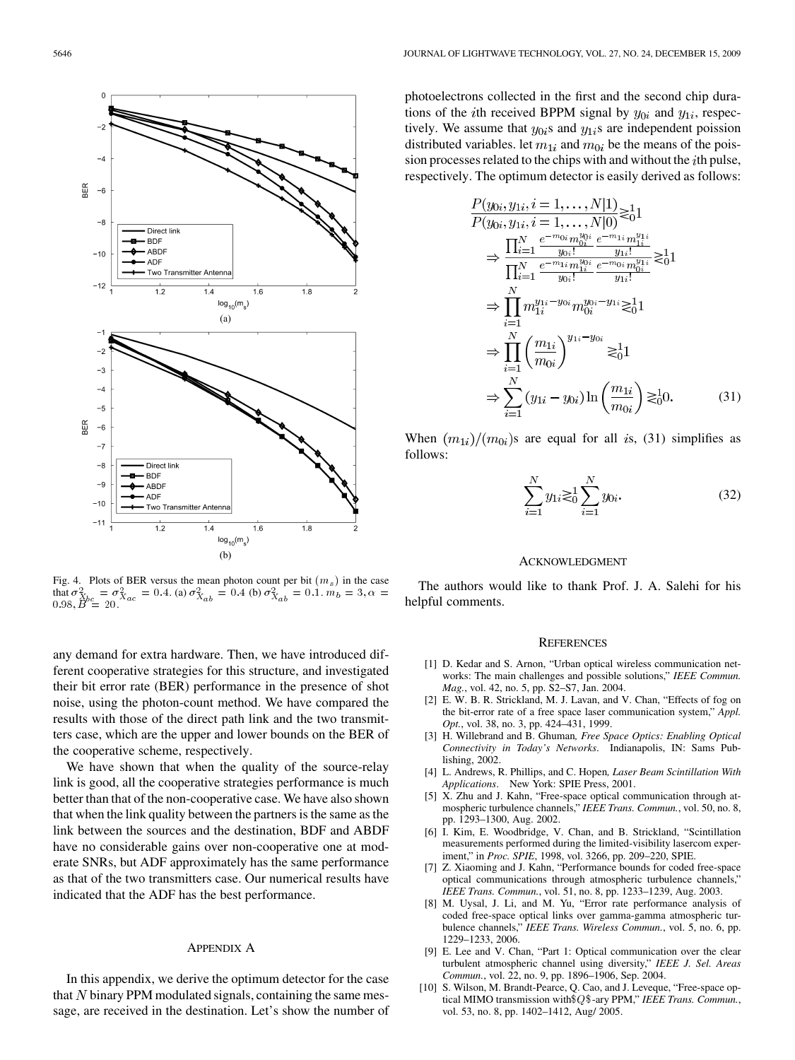Fig. 4. Plots of BER versus the mean photon count per bit $(m_s)$ in the case that $\sigma^2_{X_{bc}} = \sigma^2_{X_{ac}} = 0.4$. (a) $\sigma^2_{X_{ab}} = 0.4$ (b) $\sigma^2_{X_{ab}} = 0.1$. $m_b = 3, \alpha = 0.98, B = 20$.

any demand for extra hardware. Then, we have introduced different cooperative strategies for this structure, and investigated their bit error rate (BER) performance in the presence of shot noise, using the photon-count method. We have compared the results with those of the direct path link and the two transmitters case, which are the upper and lower bounds on the BER of the cooperative scheme, respectively.

We have shown that when the quality of the source-relay link is good, all the cooperative strategies performance is much better than that of the non-cooperative case. We have also shown that when the link quality between the partners is the same as the link between the sources and the destination, BDF and ABDF have no considerable gains over non-cooperative one at moderate SNRs, but ADF approximately has the same performance as that of the two transmitters case. Our numerical results have indicated that the ADF has the best performance.

## Appendix A

In this appendix, we derive the optimum detector for the case that $N$ binary PPM modulated signals, containing the same message, are received in the destination. Let's show the number of photoelectrons collected in the first and the second chip durations of the $i$th received BPPM signal by $y_{0i}$ and $y_{1i}$, respectively. We assume that $y_{0i}$s and $y_{1i}$s are independent poission distributed variables. let $m_{1i}$ and $m_{0i}$ be the means of the poission processes related to the chips with and without the $i$th pulse, respectively. The optimum detector is easily derived as follows:

$$
\begin{aligned}
&\frac{P(y_{0i}, y_{1i}, i = 1, \ldots, N|1)}{P(y_{0i}, y_{1i}, i = 1, \ldots, N|0)} \gtrless_0^1 1 \\
&\Rightarrow \frac{\prod_{i=1}^{N} \frac{e^{-m_{0i}} m_{0i}^{y_{0i}}}{y_{0i}!} \frac{e^{-m_{1i}} m_{1i}^{y_{1i}}}{y_{1i}!}}{\prod_{i=1}^{N} \frac{e^{-m_{1i}} m_{1i}^{y_{0i}}}{y_{0i}!} \frac{e^{-m_{0i}} m_{0i}^{y_{1i}}}{y_{1i}!}} \gtrless_0^1 1 \\
&\Rightarrow \prod_{i=1}^{N} m_{1i}^{y_{1i}-y_{0i}} m_{0i}^{y_{0i}-y_{1i}} \gtrless_0^1 1 \\
&\Rightarrow \prod_{i=1}^{N} \left(\frac{m_{1i}}{m_{0i}}\right)^{y_{1i}-y_{0i}} \gtrless_0^1 1 \\
&\Rightarrow \sum_{i=1}^{N} (y_{1i} - y_{0i}) \ln\left(\frac{m_{1i}}{m_{0i}}\right) \gtrless_0^1 0.
\end{aligned}
\tag{31}
$$

When $(m_{1i})/(m_{0i})$s are equal for all $i$s, (31) simplifies as follows:

$$
\sum_{i=1}^{N} y_{1i} \gtrless_0^1 \sum_{i=1}^{N} y_{0i}. \tag{32}
$$

## Acknowledgment

The authors would like to thank Prof. J. A. Salehi for his helpful comments.

## References

[1] D. Kedar and S. Arnon, "Urban optical wireless communication networks: The main challenges and possible solutions," *IEEE Commun. Mag.*, vol. 42, no. 5, pp. S2–S7, Jan. 2004.

[2] E. W. B. R. Strickland, M. J. Lavan, and V. Chan, "Effects of fog on the bit-error rate of a free space laser communication system," *Appl. Opt.*, vol. 38, no. 3, pp. 424–431, 1999.

[3] H. Willebrand and B. Ghuman*, Free Space Optics: Enabling Optical Connectivity in Today's Networks*. Indianapolis, IN: Sams Publishing, 2002.

[4] L. Andrews, R. Phillips, and C. Hopen*, Laser Beam Scintillation With Applications*. New York: SPIE Press, 2001.

[5] X. Zhu and J. Kahn, "Free-space optical communication through atmospheric turbulence channels," *IEEE Trans. Commun.*, vol. 50, no. 8, pp. 1293–1300, Aug. 2002.

[6] I. Kim, E. Woodbridge, V. Chan, and B. Strickland, "Scintillation measurements performed during the limited-visibility lasercom experiment," in *Proc. SPIE*, 1998, vol. 3266, pp. 209–220, SPIE.

[7] Z. Xiaoming and J. Kahn, "Performance bounds for coded free-space optical communications through atmospheric turbulence channels," *IEEE Trans. Commun.*, vol. 51, no. 8, pp. 1233–1239, Aug. 2003.

[8] M. Uysal, J. Li, and M. Yu, "Error rate performance analysis of coded free-space optical links over gamma-gamma atmospheric turbulence channels," *IEEE Trans. Wireless Commun.*, vol. 5, no. 6, pp. 1229–1233, 2006.

[9] E. Lee and V. Chan, "Part 1: Optical communication over the clear turbulent atmospheric channel using diversity," *IEEE J. Sel. Areas Commun.*, vol. 22, no. 9, pp. 1896–1906, Sep. 2004.

[10] S. Wilson, M. Brandt-Pearce, Q. Cao, and J. Leveque, "Free-space optical MIMO transmission with$Q$-ary PPM," *IEEE Trans. Commun.*, vol. 53, no. 8, pp. 1402–1412, Aug/ 2005.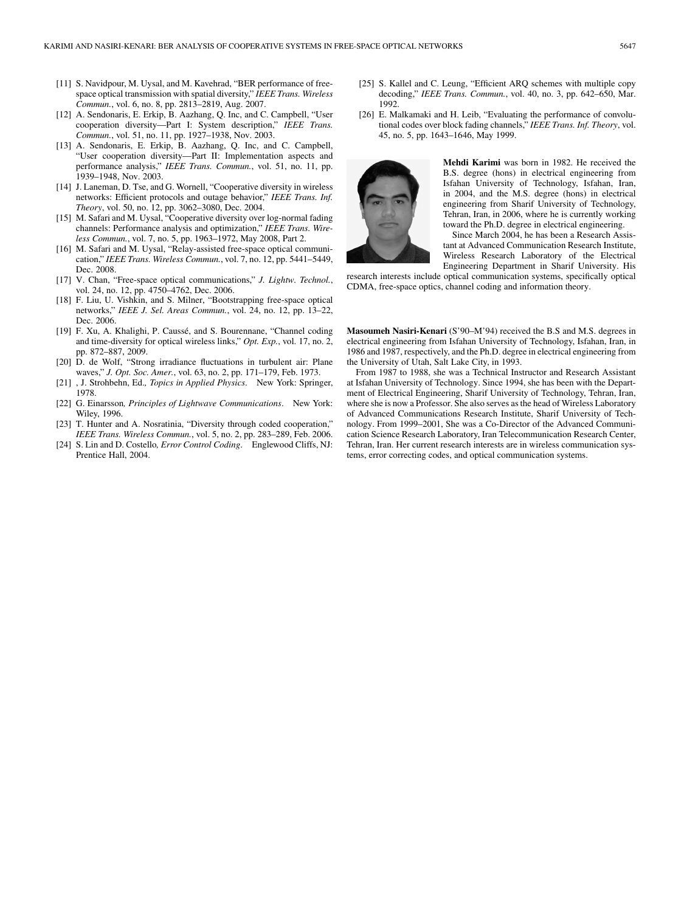[11] S. Navidpour, M. Uysal, and M. Kavehrad, "BER performance of free-space optical transmission with spatial diversity," *IEEE Trans. Wireless Commun.*, vol. 6, no. 8, pp. 2813–2819, Aug. 2007.

[12] A. Sendonaris, E. Erkip, B. Aazhang, Q. Inc, and C. Campbell, "User cooperation diversity—Part I: System description," *IEEE Trans. Commun.*, vol. 51, no. 11, pp. 1927–1938, Nov. 2003.

[13] A. Sendonaris, E. Erkip, B. Aazhang, Q. Inc, and C. Campbell, "User cooperation diversity—Part II: Implementation aspects and performance analysis," *IEEE Trans. Commun.*, vol. 51, no. 11, pp. 1939–1948, Nov. 2003.

[14] J. Laneman, D. Tse, and G. Wornell, "Cooperative diversity in wireless networks: Efficient protocols and outage behavior," *IEEE Trans. Inf. Theory*, vol. 50, no. 12, pp. 3062–3080, Dec. 2004.

[15] M. Safari and M. Uysal, "Cooperative diversity over log-normal fading channels: Performance analysis and optimization," *IEEE Trans. Wireless Commun.*, vol. 7, no. 5, pp. 1963–1972, May 2008, Part 2.

[16] M. Safari and M. Uysal, "Relay-assisted free-space optical communication," *IEEE Trans. Wireless Commun.*, vol. 7, no. 12, pp. 5441–5449, Dec. 2008.

[17] V. Chan, "Free-space optical communications," *J. Lightw. Technol.*, vol. 24, no. 12, pp. 4750–4762, Dec. 2006.

[18] F. Liu, U. Vishkin, and S. Milner, "Bootstrapping free-space optical networks," *IEEE J. Sel. Areas Commun.*, vol. 24, no. 12, pp. 13–22, Dec. 2006.

[19] F. Xu, A. Khalighi, P. Caussé, and S. Bourennane, "Channel coding and time-diversity for optical wireless links," *Opt. Exp.*, vol. 17, no. 2, pp. 872–887, 2009.

[20] D. de Wolf, "Strong irradiance fluctuations in turbulent air: Plane waves," *J. Opt. Soc. Amer.*, vol. 63, no. 2, pp. 171–179, Feb. 1973.

[21] , J. Strohbehn, Ed.*, Topics in Applied Physics*. New York: Springer, 1978.

[22] G. Einarsson*, Principles of Lightwave Communications*. New York: Wiley, 1996.

[23] T. Hunter and A. Nosratinia, "Diversity through coded cooperation," *IEEE Trans. Wireless Commun.*, vol. 5, no. 2, pp. 283–289, Feb. 2006.

[24] S. Lin and D. Costello*, Error Control Coding*. Englewood Cliffs, NJ: Prentice Hall, 2004.

[25] S. Kallel and C. Leung, "Efficient ARQ schemes with multiple copy decoding," *IEEE Trans. Commun.*, vol. 40, no. 3, pp. 642–650, Mar. 1992.

[26] E. Malkamaki and H. Leib, "Evaluating the performance of convolutional codes over block fading channels," *IEEE Trans. Inf. Theory*, vol. 45, no. 5, pp. 1643–1646, May 1999.

**Mehdi Karimi** was born in 1982. He received the B.S. degree (hons) in electrical engineering from Isfahan University of Technology, Isfahan, Iran, in 2004, and the M.S. degree (hons) in electrical engineering from Sharif University of Technology, Tehran, Iran, in 2006, where he is currently working toward the Ph.D. degree in electrical engineering.

Since March 2004, he has been a Research Assistant at Advanced Communication Research Institute, Wireless Research Laboratory of the Electrical Engineering Department in Sharif University. His research interests include optical communication systems, specifically optical CDMA, free-space optics, channel coding and information theory.

**Masoumeh Nasiri-Kenari** (S'90–M'94) received the B.S and M.S. degrees in electrical engineering from Isfahan University of Technology, Isfahan, Iran, in 1986 and 1987, respectively, and the Ph.D. degree in electrical engineering from the University of Utah, Salt Lake City, in 1993.

From 1987 to 1988, she was a Technical Instructor and Research Assistant at Isfahan University of Technology. Since 1994, she has been with the Department of Electrical Engineering, Sharif University of Technology, Tehran, Iran, where she is now a Professor. She also serves as the head of Wireless Laboratory of Advanced Communications Research Institute, Sharif University of Technology. From 1999–2001, She was a Co-Director of the Advanced Communication Science Research Laboratory, Iran Telecommunication Research Center, Tehran, Iran. Her current research interests are in wireless communication systems, error correcting codes, and optical communication systems.